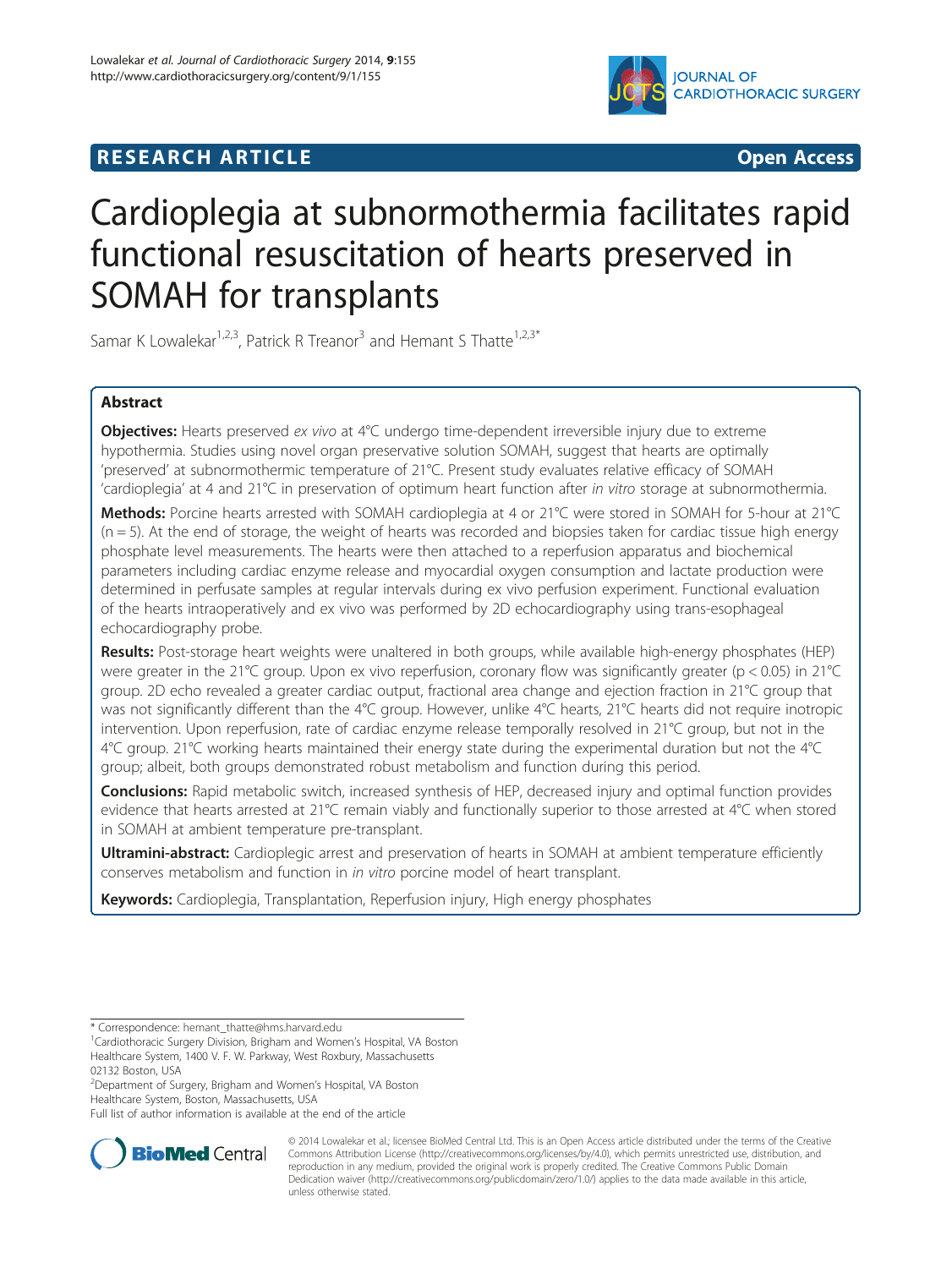**RESEARCH ARTICLE** **Open Access**

# Cardioplegia at subnormothermia facilitates rapid functional resuscitation of hearts preserved in SOMAH for transplants

Samar K Lowalekar[1,2,3], Patrick R Treanor[3] and Hemant S Thatte[1,2,3*]

## Abstract

**Objectives:** Hearts preserved *ex vivo* at 4°C undergo time-dependent irreversible injury due to extreme hypothermia. Studies using novel organ preservative solution SOMAH, suggest that hearts are optimally 'preserved' at subnormothermic temperature of 21°C. Present study evaluates relative efficacy of SOMAH 'cardioplegia' at 4 and 21°C in preservation of optimum heart function after *in vitro* storage at subnormothermia.

**Methods:** Porcine hearts arrested with SOMAH cardioplegia at 4 or 21°C were stored in SOMAH for 5-hour at 21°C (n = 5). At the end of storage, the weight of hearts was recorded and biopsies taken for cardiac tissue high energy phosphate level measurements. The hearts were then attached to a reperfusion apparatus and biochemical parameters including cardiac enzyme release and myocardial oxygen consumption and lactate production were determined in perfusate samples at regular intervals during ex vivo perfusion experiment. Functional evaluation of the hearts intraoperatively and ex vivo was performed by 2D echocardiography using trans-esophageal echocardiography probe.

**Results:** Post-storage heart weights were unaltered in both groups, while available high-energy phosphates (HEP) were greater in the 21°C group. Upon ex vivo reperfusion, coronary flow was significantly greater ($p < 0.05$) in 21°C group. 2D echo revealed a greater cardiac output, fractional area change and ejection fraction in 21°C group that was not significantly different than the 4°C group. However, unlike 4°C hearts, 21°C hearts did not require inotropic intervention. Upon reperfusion, rate of cardiac enzyme release temporally resolved in 21°C group, but not in the 4°C group. 21°C working hearts maintained their energy state during the experimental duration but not the 4°C group; albeit, both groups demonstrated robust metabolism and function during this period.

**Conclusions:** Rapid metabolic switch, increased synthesis of HEP, decreased injury and optimal function provides evidence that hearts arrested at 21°C remain viably and functionally superior to those arrested at 4°C when stored in SOMAH at ambient temperature pre-transplant.

**Ultramini-abstract:** Cardioplegic arrest and preservation of hearts in SOMAH at ambient temperature efficiently conserves metabolism and function in *in vitro* porcine model of heart transplant.

**Keywords:** Cardioplegia, Transplantation, Reperfusion injury, High energy phosphates

---

\* Correspondence: hemant_thatte@hms.harvard.edu
[1]Cardiothoracic Surgery Division, Brigham and Women's Hospital, VA Boston Healthcare System, 1400 V. F. W. Parkway, West Roxbury, Massachusetts 02132 Boston, USA
[2]Department of Surgery, Brigham and Women's Hospital, VA Boston Healthcare System, Boston, Massachusetts, USA
Full list of author information is available at the end of the article

© 2014 Lowalekar et al.; licensee BioMed Central Ltd. This is an Open Access article distributed under the terms of the Creative Commons Attribution License (http://creativecommons.org/licenses/by/4.0), which permits unrestricted use, distribution, and reproduction in any medium, provided the original work is properly credited. The Creative Commons Public Domain Dedication waiver (http://creativecommons.org/publicdomain/zero/1.0/) applies to the data made available in this article, unless otherwise stated.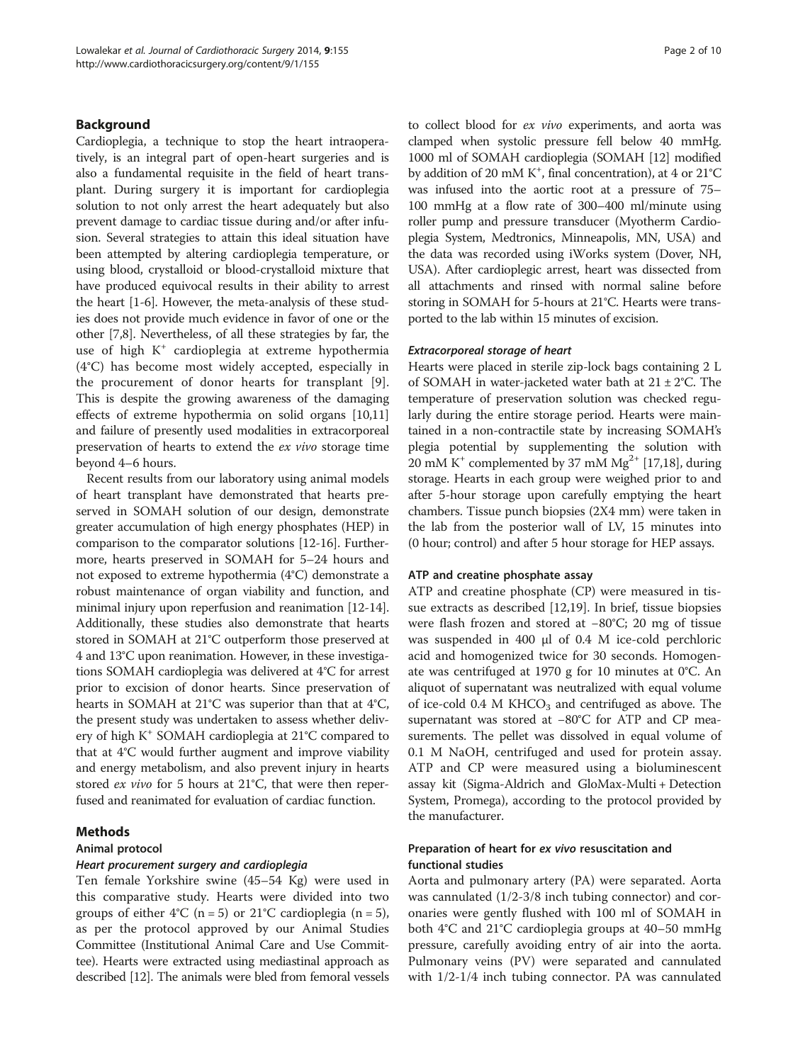## Background

Cardioplegia, a technique to stop the heart intraoperatively, is an integral part of open-heart surgeries and is also a fundamental requisite in the field of heart transplant. During surgery it is important for cardioplegia solution to not only arrest the heart adequately but also prevent damage to cardiac tissue during and/or after infusion. Several strategies to attain this ideal situation have been attempted by altering cardioplegia temperature, or using blood, crystalloid or blood-crystalloid mixture that have produced equivocal results in their ability to arrest the heart [1-6]. However, the meta-analysis of these studies does not provide much evidence in favor of one or the other [7,8]. Nevertheless, of all these strategies by far, the use of high $K^+$ cardioplegia at extreme hypothermia (4°C) has become most widely accepted, especially in the procurement of donor hearts for transplant [9]. This is despite the growing awareness of the damaging effects of extreme hypothermia on solid organs [10,11] and failure of presently used modalities in extracorporeal preservation of hearts to extend the *ex vivo* storage time beyond 4–6 hours.

Recent results from our laboratory using animal models of heart transplant have demonstrated that hearts preserved in SOMAH solution of our design, demonstrate greater accumulation of high energy phosphates (HEP) in comparison to the comparator solutions [12-16]. Furthermore, hearts preserved in SOMAH for 5–24 hours and not exposed to extreme hypothermia (4°C) demonstrate a robust maintenance of organ viability and function, and minimal injury upon reperfusion and reanimation [12-14]. Additionally, these studies also demonstrate that hearts stored in SOMAH at 21°C outperform those preserved at 4 and 13°C upon reanimation. However, in these investigations SOMAH cardioplegia was delivered at 4°C for arrest prior to excision of donor hearts. Since preservation of hearts in SOMAH at 21°C was superior than that at 4°C, the present study was undertaken to assess whether delivery of high $K^+$ SOMAH cardioplegia at 21°C compared to that at 4°C would further augment and improve viability and energy metabolism, and also prevent injury in hearts stored *ex vivo* for 5 hours at 21°C, that were then reperfused and reanimated for evaluation of cardiac function.

## Methods

### Animal protocol

#### *Heart procurement surgery and cardioplegia*

Ten female Yorkshire swine (45–54 Kg) were used in this comparative study. Hearts were divided into two groups of either 4°C (n = 5) or 21°C cardioplegia (n = 5), as per the protocol approved by our Animal Studies Committee (Institutional Animal Care and Use Committee). Hearts were extracted using mediastinal approach as described [12]. The animals were bled from femoral vessels to collect blood for *ex vivo* experiments, and aorta was clamped when systolic pressure fell below 40 mmHg. 1000 ml of SOMAH cardioplegia (SOMAH [12] modified by addition of 20 mM $K^+$, final concentration), at 4 or 21°C was infused into the aortic root at a pressure of 75–100 mmHg at a flow rate of 300–400 ml/minute using roller pump and pressure transducer (Myotherm Cardioplegia System, Medtronics, Minneapolis, MN, USA) and the data was recorded using iWorks system (Dover, NH, USA). After cardioplegic arrest, heart was dissected from all attachments and rinsed with normal saline before storing in SOMAH for 5-hours at 21°C. Hearts were transported to the lab within 15 minutes of excision.

#### *Extracorporeal storage of heart*

Hearts were placed in sterile zip-lock bags containing 2 L of SOMAH in water-jacketed water bath at 21 ± 2°C. The temperature of preservation solution was checked regularly during the entire storage period. Hearts were maintained in a non-contractile state by increasing SOMAH's plegia potential by supplementing the solution with 20 mM $K^+$ complemented by 37 mM $Mg^{2+}$ [17,18], during storage. Hearts in each group were weighed prior to and after 5-hour storage upon carefully emptying the heart chambers. Tissue punch biopsies (2X4 mm) were taken in the lab from the posterior wall of LV, 15 minutes into (0 hour; control) and after 5 hour storage for HEP assays.

### ATP and creatine phosphate assay

ATP and creatine phosphate (CP) were measured in tissue extracts as described [12,19]. In brief, tissue biopsies were flash frozen and stored at −80°C; 20 mg of tissue was suspended in 400 μl of 0.4 M ice-cold perchloric acid and homogenized twice for 30 seconds. Homogenate was centrifuged at 1970 g for 10 minutes at 0°C. An aliquot of supernatant was neutralized with equal volume of ice-cold 0.4 M $KHCO_3$ and centrifuged as above. The supernatant was stored at −80°C for ATP and CP measurements. The pellet was dissolved in equal volume of 0.1 M NaOH, centrifuged and used for protein assay. ATP and CP were measured using a bioluminescent assay kit (Sigma-Aldrich and GloMax-Multi + Detection System, Promega), according to the protocol provided by the manufacturer.

### Preparation of heart for *ex vivo* resuscitation and functional studies

Aorta and pulmonary artery (PA) were separated. Aorta was cannulated (1/2-3/8 inch tubing connector) and coronaries were gently flushed with 100 ml of SOMAH in both 4°C and 21°C cardioplegia groups at 40–50 mmHg pressure, carefully avoiding entry of air into the aorta. Pulmonary veins (PV) were separated and cannulated with 1/2-1/4 inch tubing connector. PA was cannulated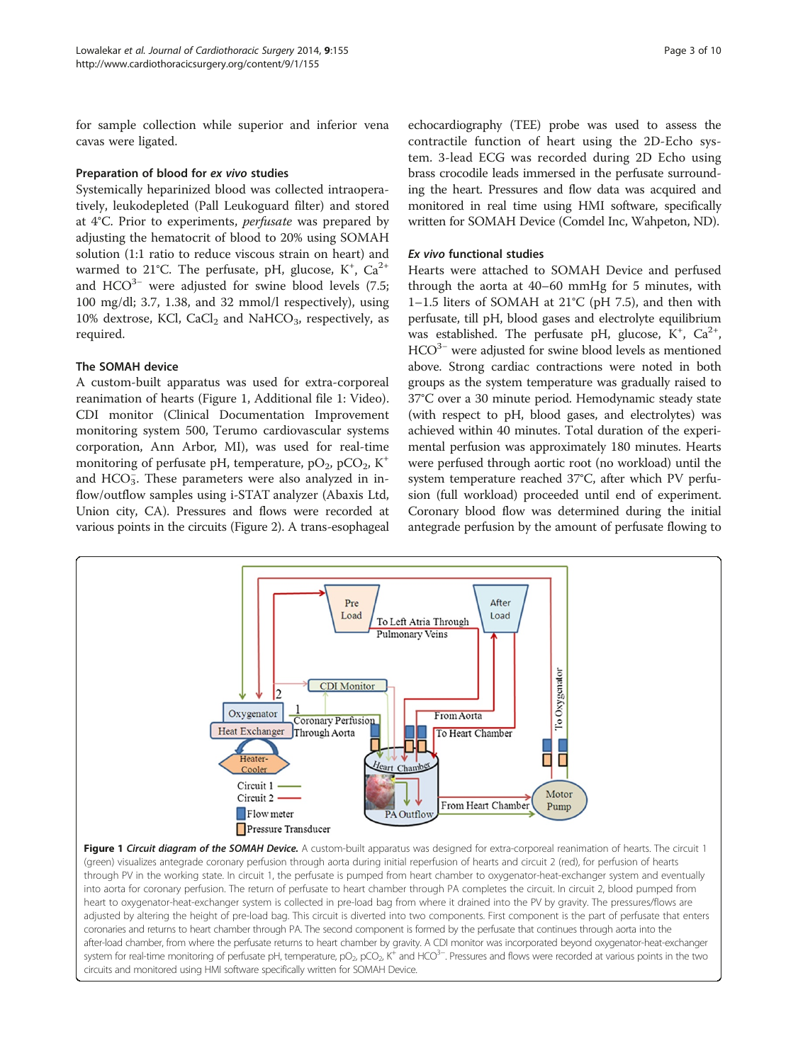for sample collection while superior and inferior vena cavas were ligated.

### Preparation of blood for *ex vivo* studies

Systemically heparinized blood was collected intraoperatively, leukodepleted (Pall Leukoguard filter) and stored at 4°C. Prior to experiments, *perfusate* was prepared by adjusting the hematocrit of blood to 20% using SOMAH solution (1:1 ratio to reduce viscous strain on heart) and warmed to 21°C. The perfusate, pH, glucose, $K^+$, $Ca^{2+}$ and $HCO^{3-}$ were adjusted for swine blood levels (7.5; 100 mg/dl; 3.7, 1.38, and 32 mmol/l respectively), using 10% dextrose, KCl, $CaCl_2$ and $NaHCO_3$, respectively, as required.

### The SOMAH device

A custom-built apparatus was used for extra-corporeal reanimation of hearts (Figure 1, Additional file 1: Video). CDI monitor (Clinical Documentation Improvement monitoring system 500, Terumo cardiovascular systems corporation, Ann Arbor, MI), was used for real-time monitoring of perfusate pH, temperature, $pO_2$, $pCO_2$, $K^+$ and $HCO_3^-$. These parameters were also analyzed in inflow/outflow samples using i-STAT analyzer (Abaxis Ltd, Union city, CA). Pressures and flows were recorded at various points in the circuits (Figure 2). A trans-esophageal echocardiography (TEE) probe was used to assess the contractile function of heart using the 2D-Echo system. 3-lead ECG was recorded during 2D Echo using brass crocodile leads immersed in the perfusate surrounding the heart. Pressures and flow data was acquired and monitored in real time using HMI software, specifically written for SOMAH Device (Comdel Inc, Wahpeton, ND).

### *Ex vivo* functional studies

Hearts were attached to SOMAH Device and perfused through the aorta at 40–60 mmHg for 5 minutes, with 1–1.5 liters of SOMAH at 21°C (pH 7.5), and then with perfusate, till pH, blood gases and electrolyte equilibrium was established. The perfusate pH, glucose, $K^+$, $Ca^{2+}$, $HCO^{3-}$ were adjusted for swine blood levels as mentioned above. Strong cardiac contractions were noted in both groups as the system temperature was gradually raised to 37°C over a 30 minute period. Hemodynamic steady state (with respect to pH, blood gases, and electrolytes) was achieved within 40 minutes. Total duration of the experimental perfusion was approximately 180 minutes. Hearts were perfused through aortic root (no workload) until the system temperature reached 37°C, after which PV perfusion (full workload) proceeded until end of experiment. Coronary blood flow was determined during the initial antegrade perfusion by the amount of perfusate flowing to

**Figure 1** *Circuit diagram of the SOMAH Device.* A custom-built apparatus was designed for extra-corporeal reanimation of hearts. The circuit 1 (green) visualizes antegrade coronary perfusion through aorta during initial reperfusion of hearts and circuit 2 (red), for perfusion of hearts through PV in the working state. In circuit 1, the perfusate is pumped from heart chamber to oxygenator-heat-exchanger system and eventually into aorta for coronary perfusion. The return of perfusate to heart chamber through PA completes the circuit. In circuit 2, blood pumped from heart to oxygenator-heat-exchanger system is collected in pre-load bag from where it drained into the PV by gravity. The pressures/flows are adjusted by altering the height of pre-load bag. This circuit is diverted into two components. First component is the part of perfusate that enters coronaries and returns to heart chamber through PA. The second component is formed by the perfusate that continues through aorta into the after-load chamber, from where the perfusate returns to heart chamber by gravity. A CDI monitor was incorporated beyond oxygenator-heat-exchanger system for real-time monitoring of perfusate pH, temperature, $pO_2$, $pCO_2$, $K^+$ and $HCO^{3-}$. Pressures and flows were recorded at various points in the two circuits and monitored using HMI software specifically written for SOMAH Device.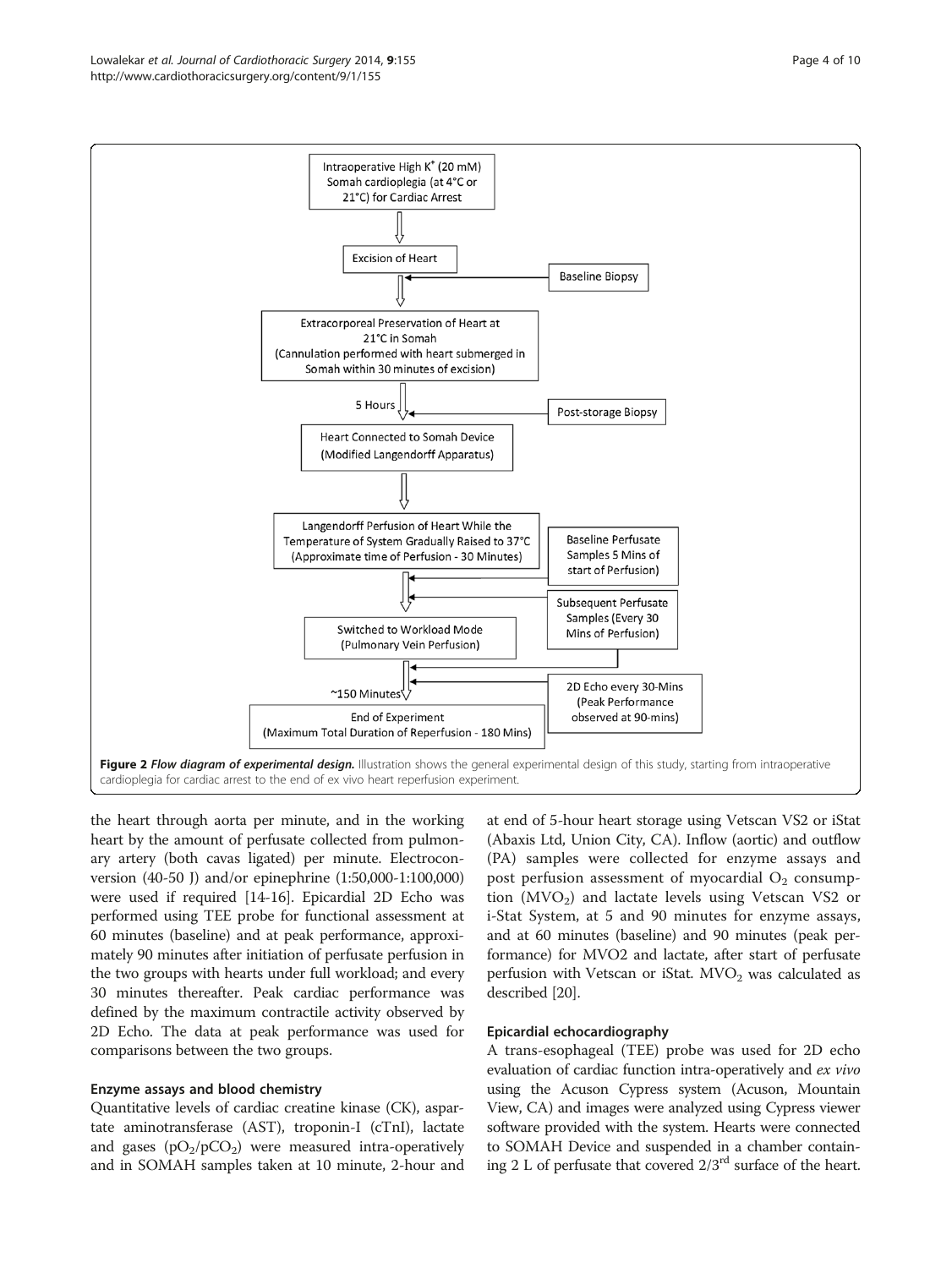Intraoperative High $K^+$ (20 mM) Somah cardioplegia (at 4°C or 21°C) for Cardiac Arrest

Excision of Heart

Baseline Biopsy

Extracorporeal Preservation of Heart at 21°C in Somah (Cannulation performed with heart submerged in Somah within 30 minutes of excision)

5 Hours

Post-storage Biopsy

Heart Connected to Somah Device (Modified Langendorff Apparatus)

Langendorff Perfusion of Heart While the Temperature of System Gradually Raised to 37°C (Approximate time of Perfusion - 30 Minutes)

Baseline Perfusate Samples 5 Mins of start of Perfusion)

Subsequent Perfusate Samples (Every 30 Mins of Perfusion)

Switched to Workload Mode (Pulmonary Vein Perfusion)

~150 Minutes

2D Echo every 30-Mins (Peak Performance observed at 90-mins)

End of Experiment (Maximum Total Duration of Reperfusion - 180 Mins)

**Figure 2** ***Flow diagram of experimental design.*** Illustration shows the general experimental design of this study, starting from intraoperative cardioplegia for cardiac arrest to the end of ex vivo heart reperfusion experiment.

the heart through aorta per minute, and in the working heart by the amount of perfusate collected from pulmonary artery (both cavas ligated) per minute. Electroconversion (40-50 J) and/or epinephrine (1:50,000-1:100,000) were used if required [14-16]. Epicardial 2D Echo was performed using TEE probe for functional assessment at 60 minutes (baseline) and at peak performance, approximately 90 minutes after initiation of perfusate perfusion in the two groups with hearts under full workload; and every 30 minutes thereafter. Peak cardiac performance was defined by the maximum contractile activity observed by 2D Echo. The data at peak performance was used for comparisons between the two groups.

### Enzyme assays and blood chemistry

Quantitative levels of cardiac creatine kinase (CK), aspartate aminotransferase (AST), troponin-I (cTnI), lactate and gases ($pO_2$/$pCO_2$) were measured intra-operatively and in SOMAH samples taken at 10 minute, 2-hour and at end of 5-hour heart storage using Vetscan VS2 or iStat (Abaxis Ltd, Union City, CA). Inflow (aortic) and outflow (PA) samples were collected for enzyme assays and post perfusion assessment of myocardial $O_2$ consumption ($MVO_2$) and lactate levels using Vetscan VS2 or i-Stat System, at 5 and 90 minutes for enzyme assays, and at 60 minutes (baseline) and 90 minutes (peak performance) for MVO2 and lactate, after start of perfusate perfusion with Vetscan or iStat. $MVO_2$ was calculated as described [20].

### Epicardial echocardiography

A trans-esophageal (TEE) probe was used for 2D echo evaluation of cardiac function intra-operatively and *ex vivo* using the Acuson Cypress system (Acuson, Mountain View, CA) and images were analyzed using Cypress viewer software provided with the system. Hearts were connected to SOMAH Device and suspended in a chamber containing 2 L of perfusate that covered 2/3$^{rd}$ surface of the heart.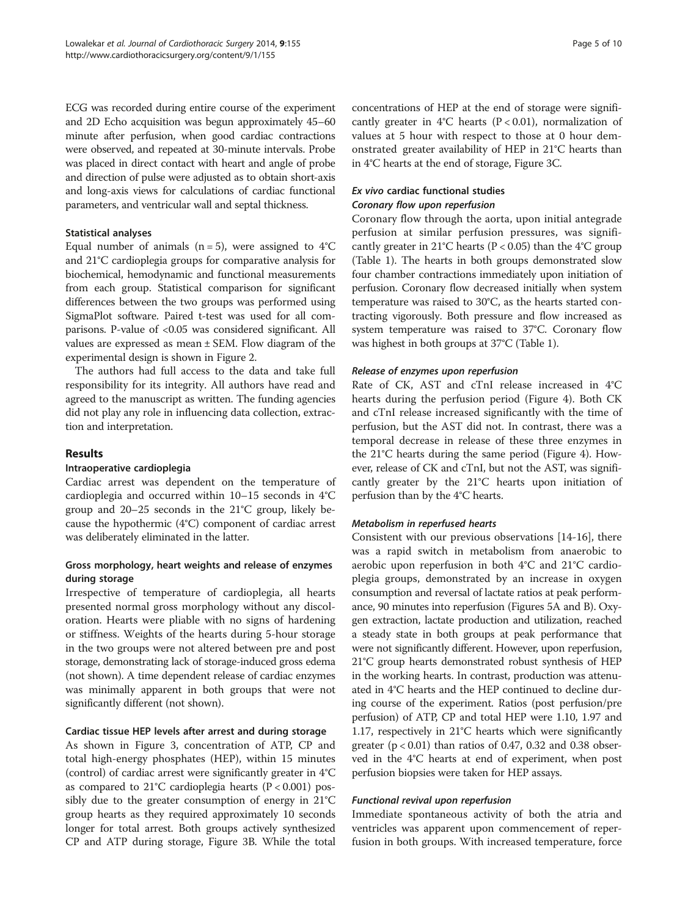ECG was recorded during entire course of the experiment and 2D Echo acquisition was begun approximately 45–60 minute after perfusion, when good cardiac contractions were observed, and repeated at 30-minute intervals. Probe was placed in direct contact with heart and angle of probe and direction of pulse were adjusted as to obtain short-axis and long-axis views for calculations of cardiac functional parameters, and ventricular wall and septal thickness.

### Statistical analyses

Equal number of animals (n = 5), were assigned to 4°C and 21°C cardioplegia groups for comparative analysis for biochemical, hemodynamic and functional measurements from each group. Statistical comparison for significant differences between the two groups was performed using SigmaPlot software. Paired t-test was used for all comparisons. P-value of <0.05 was considered significant. All values are expressed as mean ± SEM. Flow diagram of the experimental design is shown in Figure 2.

The authors had full access to the data and take full responsibility for its integrity. All authors have read and agreed to the manuscript as written. The funding agencies did not play any role in influencing data collection, extraction and interpretation.

## Results

### Intraoperative cardioplegia

Cardiac arrest was dependent on the temperature of cardioplegia and occurred within 10–15 seconds in 4°C group and 20–25 seconds in the 21°C group, likely because the hypothermic (4°C) component of cardiac arrest was deliberately eliminated in the latter.

### Gross morphology, heart weights and release of enzymes during storage

Irrespective of temperature of cardioplegia, all hearts presented normal gross morphology without any discoloration. Hearts were pliable with no signs of hardening or stiffness. Weights of the hearts during 5-hour storage in the two groups were not altered between pre and post storage, demonstrating lack of storage-induced gross edema (not shown). A time dependent release of cardiac enzymes was minimally apparent in both groups that were not significantly different (not shown).

### Cardiac tissue HEP levels after arrest and during storage

As shown in Figure 3, concentration of ATP, CP and total high-energy phosphates (HEP), within 15 minutes (control) of cardiac arrest were significantly greater in 4°C as compared to 21°C cardioplegia hearts ($P < 0.001$) possibly due to the greater consumption of energy in 21°C group hearts as they required approximately 10 seconds longer for total arrest. Both groups actively synthesized CP and ATP during storage, Figure 3B. While the total concentrations of HEP at the end of storage were significantly greater in 4°C hearts ($P < 0.01$), normalization of values at 5 hour with respect to those at 0 hour demonstrated greater availability of HEP in 21°C hearts than in 4°C hearts at the end of storage, Figure 3C.

### *Ex vivo* cardiac functional studies

#### *Coronary flow upon reperfusion*

Coronary flow through the aorta, upon initial antegrade perfusion at similar perfusion pressures, was significantly greater in 21°C hearts ($P < 0.05$) than the 4°C group (Table 1). The hearts in both groups demonstrated slow four chamber contractions immediately upon initiation of perfusion. Coronary flow decreased initially when system temperature was raised to 30°C, as the hearts started contracting vigorously. Both pressure and flow increased as system temperature was raised to 37°C. Coronary flow was highest in both groups at 37°C (Table 1).

#### *Release of enzymes upon reperfusion*

Rate of CK, AST and cTnI release increased in 4°C hearts during the perfusion period (Figure 4). Both CK and cTnI release increased significantly with the time of perfusion, but the AST did not. In contrast, there was a temporal decrease in release of these three enzymes in the 21°C hearts during the same period (Figure 4). However, release of CK and cTnI, but not the AST, was significantly greater by the 21°C hearts upon initiation of perfusion than by the 4°C hearts.

#### *Metabolism in reperfused hearts*

Consistent with our previous observations [14-16], there was a rapid switch in metabolism from anaerobic to aerobic upon reperfusion in both 4°C and 21°C cardioplegia groups, demonstrated by an increase in oxygen consumption and reversal of lactate ratios at peak performance, 90 minutes into reperfusion (Figures 5A and B). Oxygen extraction, lactate production and utilization, reached a steady state in both groups at peak performance that were not significantly different. However, upon reperfusion, 21°C group hearts demonstrated robust synthesis of HEP in the working hearts. In contrast, production was attenuated in 4°C hearts and the HEP continued to decline during course of the experiment. Ratios (post perfusion/pre perfusion) of ATP, CP and total HEP were 1.10, 1.97 and 1.17, respectively in 21°C hearts which were significantly greater ($p < 0.01$) than ratios of 0.47, 0.32 and 0.38 observed in the 4°C hearts at end of experiment, when post perfusion biopsies were taken for HEP assays.

#### *Functional revival upon reperfusion*

Immediate spontaneous activity of both the atria and ventricles was apparent upon commencement of reperfusion in both groups. With increased temperature, force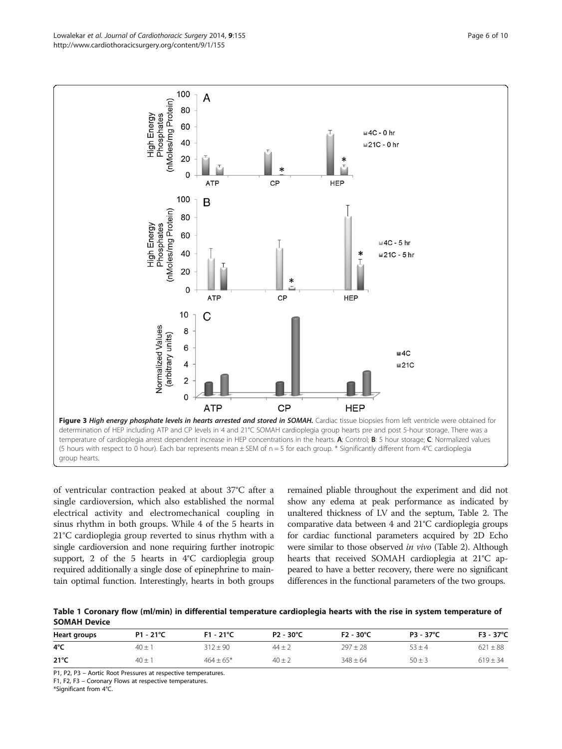**Figure 3** ***High energy phosphate levels in hearts arrested and stored in SOMAH.*** Cardiac tissue biopsies from left ventricle were obtained for determination of HEP including ATP and CP levels in 4 and 21°C SOMAH cardioplegia group hearts pre and post 5-hour storage. There was a temperature of cardioplegia arrest dependent increase in HEP concentrations in the hearts. **A**: Control; **B**: 5 hour storage; **C**: Normalized values (5 hours with respect to 0 hour). Each bar represents mean ± SEM of n = 5 for each group. * Significantly different from 4°C cardioplegia group hearts.

of ventricular contraction peaked at about 37°C after a single cardioversion, which also established the normal electrical activity and electromechanical coupling in sinus rhythm in both groups. While 4 of the 5 hearts in 21°C cardioplegia group reverted to sinus rhythm with a single cardioversion and none requiring further inotropic support, 2 of the 5 hearts in 4°C cardioplegia group required additionally a single dose of epinephrine to maintain optimal function. Interestingly, hearts in both groups remained pliable throughout the experiment and did not show any edema at peak performance as indicated by unaltered thickness of LV and the septum, Table 2. The comparative data between 4 and 21°C cardioplegia groups for cardiac functional parameters acquired by 2D Echo were similar to those observed *in vivo* (Table 2). Although hearts that received SOMAH cardioplegia at 21°C appeared to have a better recovery, there were no significant differences in the functional parameters of the two groups.

**Table 1 Coronary flow (ml/min) in differential temperature cardioplegia hearts with the rise in system temperature of SOMAH Device**

| Heart groups | P1 - 21°C | F1 - 21°C | P2 - 30°C | F2 - 30°C | P3 - 37°C | F3 - 37°C |
|---|---|---|---|---|---|---|
| **4°C** | 40 ± 1 | 312 ± 90 | 44 ± 2 | 297 ± 28 | 53 ± 4 | 621 ± 88 |
| **21°C** | 40 ± 1 | 464 ± 65* | 40 ± 2 | 348 ± 64 | 50 ± 3 | 619 ± 34 |

P1, P2, P3 – Aortic Root Pressures at respective temperatures.
F1, F2, F3 – Coronary Flows at respective temperatures.
*Significant from 4°C.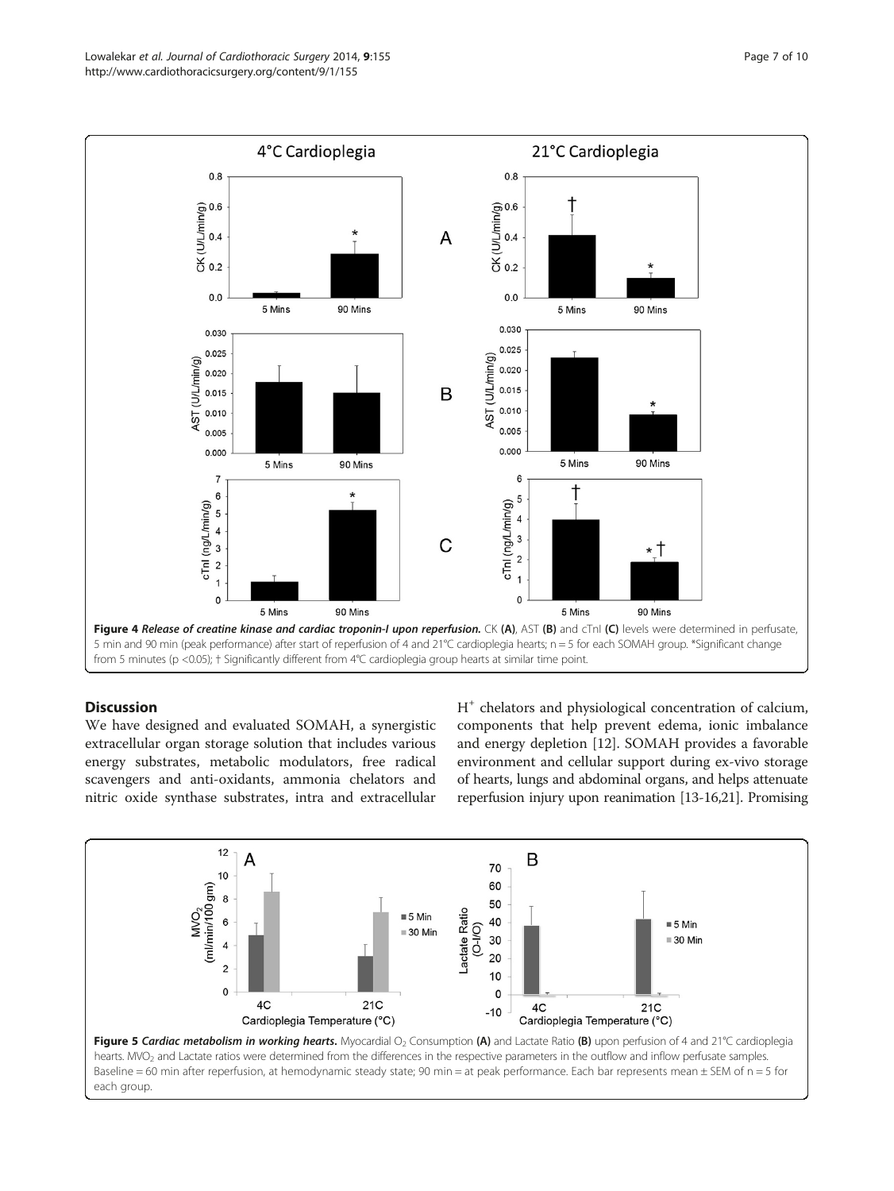**Figure 4** *Release of creatine kinase and cardiac troponin-I upon reperfusion.* CK **(A)**, AST **(B)** and cTnI **(C)** levels were determined in perfusate, 5 min and 90 min (peak performance) after start of reperfusion of 4 and 21°C cardioplegia hearts; n = 5 for each SOMAH group. *Significant change from 5 minutes (p <0.05); † Significantly different from 4°C cardioplegia group hearts at similar time point.

## Discussion

We have designed and evaluated SOMAH, a synergistic extracellular organ storage solution that includes various energy substrates, metabolic modulators, free radical scavengers and anti-oxidants, ammonia chelators and nitric oxide synthase substrates, intra and extracellular $H^+$ chelators and physiological concentration of calcium, components that help prevent edema, ionic imbalance and energy depletion [12]. SOMAH provides a favorable environment and cellular support during ex-vivo storage of hearts, lungs and abdominal organs, and helps attenuate reperfusion injury upon reanimation [13-16,21]. Promising

**Figure 5** *Cardiac metabolism in working hearts.* Myocardial $O_2$ Consumption **(A)** and Lactate Ratio **(B)** upon perfusion of 4 and 21°C cardioplegia hearts. $MVO_2$ and Lactate ratios were determined from the differences in the respective parameters in the outflow and inflow perfusate samples. Baseline = 60 min after reperfusion, at hemodynamic steady state; 90 min = at peak performance. Each bar represents mean ± SEM of n = 5 for each group.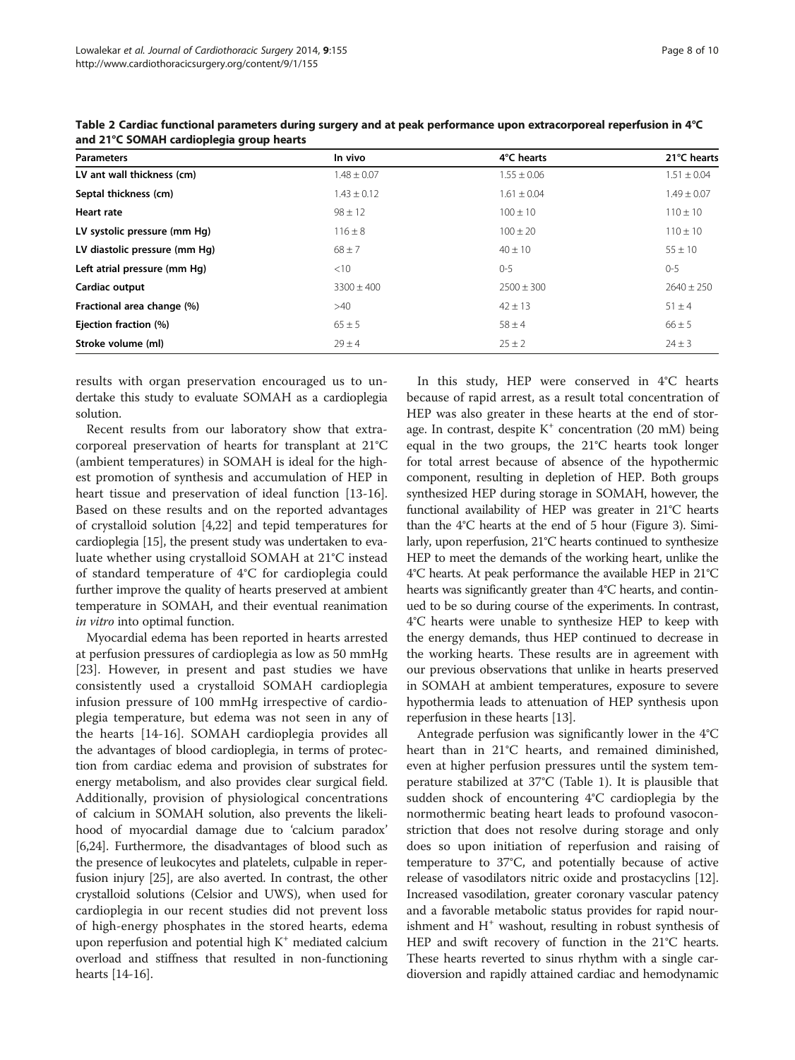**Table 2 Cardiac functional parameters during surgery and at peak performance upon extracorporeal reperfusion in 4°C and 21°C SOMAH cardioplegia group hearts**

| Parameters | In vivo | 4°C hearts | 21°C hearts |
|---|---|---|---|
| LV ant wall thickness (cm) | 1.48 ± 0.07 | 1.55 ± 0.06 | 1.51 ± 0.04 |
| Septal thickness (cm) | 1.43 ± 0.12 | 1.61 ± 0.04 | 1.49 ± 0.07 |
| Heart rate | 98 ± 12 | 100 ± 10 | 110 ± 10 |
| LV systolic pressure (mm Hg) | 116 ± 8 | 100 ± 20 | 110 ± 10 |
| LV diastolic pressure (mm Hg) | 68 ± 7 | 40 ± 10 | 55 ± 10 |
| Left atrial pressure (mm Hg) | <10 | 0-5 | 0-5 |
| Cardiac output | 3300 ± 400 | 2500 ± 300 | 2640 ± 250 |
| Fractional area change (%) | >40 | 42 ± 13 | 51 ± 4 |
| Ejection fraction (%) | 65 ± 5 | 58 ± 4 | 66 ± 5 |
| Stroke volume (ml) | 29 ± 4 | 25 ± 2 | 24 ± 3 |

results with organ preservation encouraged us to undertake this study to evaluate SOMAH as a cardioplegia solution.

Recent results from our laboratory show that extracorporeal preservation of hearts for transplant at 21°C (ambient temperatures) in SOMAH is ideal for the highest promotion of synthesis and accumulation of HEP in heart tissue and preservation of ideal function [13-16]. Based on these results and on the reported advantages of crystalloid solution [4,22] and tepid temperatures for cardioplegia [15], the present study was undertaken to evaluate whether using crystalloid SOMAH at 21°C instead of standard temperature of 4°C for cardioplegia could further improve the quality of hearts preserved at ambient temperature in SOMAH, and their eventual reanimation *in vitro* into optimal function.

Myocardial edema has been reported in hearts arrested at perfusion pressures of cardioplegia as low as 50 mmHg [23]. However, in present and past studies we have consistently used a crystalloid SOMAH cardioplegia infusion pressure of 100 mmHg irrespective of cardioplegia temperature, but edema was not seen in any of the hearts [14-16]. SOMAH cardioplegia provides all the advantages of blood cardioplegia, in terms of protection from cardiac edema and provision of substrates for energy metabolism, and also provides clear surgical field. Additionally, provision of physiological concentrations of calcium in SOMAH solution, also prevents the likelihood of myocardial damage due to 'calcium paradox' [6,24]. Furthermore, the disadvantages of blood such as the presence of leukocytes and platelets, culpable in reperfusion injury [25], are also averted. In contrast, the other crystalloid solutions (Celsior and UWS), when used for cardioplegia in our recent studies did not prevent loss of high-energy phosphates in the stored hearts, edema upon reperfusion and potential high $K^+$ mediated calcium overload and stiffness that resulted in non-functioning hearts [14-16].

In this study, HEP were conserved in 4°C hearts because of rapid arrest, as a result total concentration of HEP was also greater in these hearts at the end of storage. In contrast, despite $K^+$ concentration (20 mM) being equal in the two groups, the 21°C hearts took longer for total arrest because of absence of the hypothermic component, resulting in depletion of HEP. Both groups synthesized HEP during storage in SOMAH, however, the functional availability of HEP was greater in 21°C hearts than the 4°C hearts at the end of 5 hour (Figure 3). Similarly, upon reperfusion, 21°C hearts continued to synthesize HEP to meet the demands of the working heart, unlike the 4°C hearts. At peak performance the available HEP in 21°C hearts was significantly greater than 4°C hearts, and continued to be so during course of the experiments. In contrast, 4°C hearts were unable to synthesize HEP to keep with the energy demands, thus HEP continued to decrease in the working hearts. These results are in agreement with our previous observations that unlike in hearts preserved in SOMAH at ambient temperatures, exposure to severe hypothermia leads to attenuation of HEP synthesis upon reperfusion in these hearts [13].

Antegrade perfusion was significantly lower in the 4°C heart than in 21°C hearts, and remained diminished, even at higher perfusion pressures until the system temperature stabilized at 37°C (Table 1). It is plausible that sudden shock of encountering 4°C cardioplegia by the normothermic beating heart leads to profound vasoconstriction that does not resolve during storage and only does so upon initiation of reperfusion and raising of temperature to 37°C, and potentially because of active release of vasodilators nitric oxide and prostacyclins [12]. Increased vasodilation, greater coronary vascular patency and a favorable metabolic status provides for rapid nourishment and $H^+$ washout, resulting in robust synthesis of HEP and swift recovery of function in the 21°C hearts. These hearts reverted to sinus rhythm with a single cardioversion and rapidly attained cardiac and hemodynamic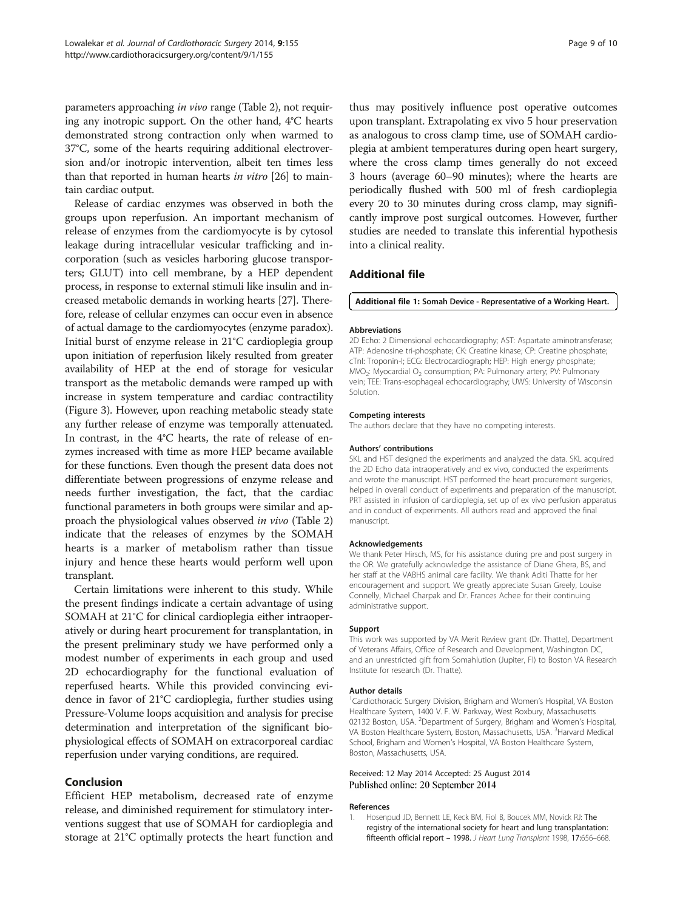parameters approaching *in vivo* range (Table 2), not requiring any inotropic support. On the other hand, 4°C hearts demonstrated strong contraction only when warmed to 37°C, some of the hearts requiring additional electroversion and/or inotropic intervention, albeit ten times less than that reported in human hearts *in vitro* [26] to maintain cardiac output.

Release of cardiac enzymes was observed in both the groups upon reperfusion. An important mechanism of release of enzymes from the cardiomyocyte is by cytosol leakage during intracellular vesicular trafficking and incorporation (such as vesicles harboring glucose transporters; GLUT) into cell membrane, by a HEP dependent process, in response to external stimuli like insulin and increased metabolic demands in working hearts [27]. Therefore, release of cellular enzymes can occur even in absence of actual damage to the cardiomyocytes (enzyme paradox). Initial burst of enzyme release in 21°C cardioplegia group upon initiation of reperfusion likely resulted from greater availability of HEP at the end of storage for vesicular transport as the metabolic demands were ramped up with increase in system temperature and cardiac contractility (Figure 3). However, upon reaching metabolic steady state any further release of enzyme was temporally attenuated. In contrast, in the 4°C hearts, the rate of release of enzymes increased with time as more HEP became available for these functions. Even though the present data does not differentiate between progressions of enzyme release and needs further investigation, the fact, that the cardiac functional parameters in both groups were similar and approach the physiological values observed *in vivo* (Table 2) indicate that the releases of enzymes by the SOMAH hearts is a marker of metabolism rather than tissue injury and hence these hearts would perform well upon transplant.

Certain limitations were inherent to this study. While the present findings indicate a certain advantage of using SOMAH at 21°C for clinical cardioplegia either intraoperatively or during heart procurement for transplantation, in the present preliminary study we have performed only a modest number of experiments in each group and used 2D echocardiography for the functional evaluation of reperfused hearts. While this provided convincing evidence in favor of 21°C cardioplegia, further studies using Pressure-Volume loops acquisition and analysis for precise determination and interpretation of the significant biophysiological effects of SOMAH on extracorporeal cardiac reperfusion under varying conditions, are required.

## Conclusion

Efficient HEP metabolism, decreased rate of enzyme release, and diminished requirement for stimulatory interventions suggest that use of SOMAH for cardioplegia and storage at 21°C optimally protects the heart function and thus may positively influence post operative outcomes upon transplant. Extrapolating ex vivo 5 hour preservation as analogous to cross clamp time, use of SOMAH cardioplegia at ambient temperatures during open heart surgery, where the cross clamp times generally do not exceed 3 hours (average 60–90 minutes); where the hearts are periodically flushed with 500 ml of fresh cardioplegia every 20 to 30 minutes during cross clamp, may significantly improve post surgical outcomes. However, further studies are needed to translate this inferential hypothesis into a clinical reality.

## Additional file

**Additional file 1:** Somah Device - Representative of a Working Heart.

#### Abbreviations

2D Echo: 2 Dimensional echocardiography; AST: Aspartate aminotransferase; ATP: Adenosine tri-phosphate; CK: Creatine kinase; CP: Creatine phosphate; cTnI: Troponin-I; ECG: Electrocardiograph; HEP: High energy phosphate; $MVO_2$: Myocardial $O_2$ consumption; PA: Pulmonary artery; PV: Pulmonary vein; TEE: Trans-esophageal echocardiography; UWS: University of Wisconsin Solution.

#### Competing interests

The authors declare that they have no competing interests.

#### Authors' contributions

SKL and HST designed the experiments and analyzed the data. SKL acquired the 2D Echo data intraoperatively and ex vivo, conducted the experiments and wrote the manuscript. HST performed the heart procurement surgeries, helped in overall conduct of experiments and preparation of the manuscript. PRT assisted in infusion of cardioplegia, set up of ex vivo perfusion apparatus and in conduct of experiments. All authors read and approved the final manuscript.

#### Acknowledgements

We thank Peter Hirsch, MS, for his assistance during pre and post surgery in the OR. We gratefully acknowledge the assistance of Diane Ghera, BS, and her staff at the VABHS animal care facility. We thank Aditi Thatte for her encouragement and support. We greatly appreciate Susan Greely, Louise Connelly, Michael Charpak and Dr. Frances Achee for their continuing administrative support.

#### Support

This work was supported by VA Merit Review grant (Dr. Thatte), Department of Veterans Affairs, Office of Research and Development, Washington DC, and an unrestricted gift from Somahlution (Jupiter, Fl) to Boston VA Research Institute for research (Dr. Thatte).

#### Author details

[1]Cardiothoracic Surgery Division, Brigham and Women's Hospital, VA Boston Healthcare System, 1400 V. F. W. Parkway, West Roxbury, Massachusetts 02132 Boston, USA. [2]Department of Surgery, Brigham and Women's Hospital, VA Boston Healthcare System, Boston, Massachusetts, USA. [3]Harvard Medical School, Brigham and Women's Hospital, VA Boston Healthcare System, Boston, Massachusetts, USA.

Received: 12 May 2014 Accepted: 25 August 2014
Published online: 20 September 2014

#### References

1. Hosenpud JD, Bennett LE, Keck BM, Fiol B, Boucek MM, Novick RJ: **The registry of the international society for heart and lung transplantation: fifteenth official report – 1998.** *J Heart Lung Transplant* 1998, **17:**656–668.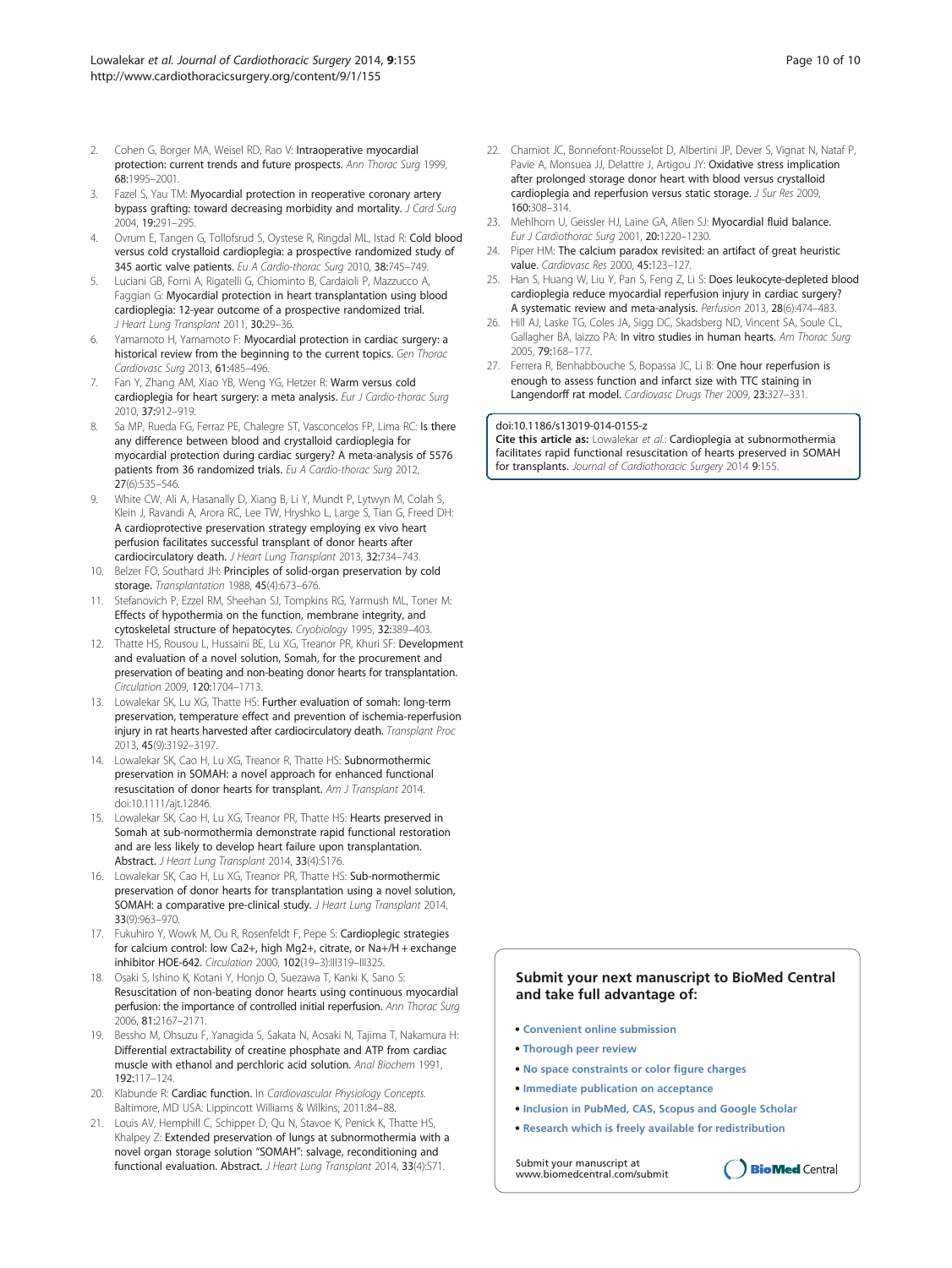2. Cohen G, Borger MA, Weisel RD, Rao V: **Intraoperative myocardial protection: current trends and future prospects.** *Ann Thorac Surg* 1999, **68**:1995–2001.
3. Fazel S, Yau TM: **Myocardial protection in reoperative coronary artery bypass grafting: toward decreasing morbidity and mortality.** *J Card Surg* 2004, **19**:291–295.
4. Ovrum E, Tangen G, Tollofsrud S, Oystese R, Ringdal ML, Istad R: **Cold blood versus cold crystalloid cardioplegia: a prospective randomized study of 345 aortic valve patients.** *Eu A Cardio-thorac Surg* 2010, **38**:745–749.
5. Luciani GB, Forni A, Rigatelli G, Chiominto B, Cardaioli P, Mazzucco A, Faggian G: **Myocardial protection in heart transplantation using blood cardioplegia: 12-year outcome of a prospective randomized trial.** *J Heart Lung Transplant* 2011, **30**:29–36.
6. Yamamoto H, Yamamoto F: **Myocardial protection in cardiac surgery: a historical review from the beginning to the current topics.** *Gen Thorac Cardiovasc Surg* 2013, **61**:485–496.
7. Fan Y, Zhang AM, Xiao YB, Weng YG, Hetzer R: **Warm versus cold cardioplegia for heart surgery: a meta analysis.** *Eur J Cardio-thorac Surg* 2010, **37**:912–919.
8. Sa MP, Rueda FG, Ferraz PE, Chalegre ST, Vasconcelos FP, Lima RC: **Is there any difference between blood and crystalloid cardioplegia for myocardial protection during cardiac surgery? A meta-analysis of 5576 patients from 36 randomized trials.** *Eu A Cardio-thorac Surg* 2012, **27**(6):535–546.
9. White CW, Ali A, Hasanally D, Xiang B, Li Y, Mundt P, Lytwyn M, Colah S, Klein J, Ravandi A, Arora RC, Lee TW, Hryshko L, Large S, Tian G, Freed DH: **A cardioprotective preservation strategy employing ex vivo heart perfusion facilitates successful transplant of donor hearts after cardiocirculatory death.** *J Heart Lung Transplant* 2013, **32**:734–743.
10. Belzer FO, Southard JH: **Principles of solid-organ preservation by cold storage.** *Transplantation* 1988, **45**(4):673–676.
11. Stefanovich P, Ezzel RM, Sheehan SJ, Tompkins RG, Yarmush ML, Toner M: **Effects of hypothermia on the function, membrane integrity, and cytoskeletal structure of hepatocytes.** *Cryobiology* 1995, **32**:389–403.
12. Thatte HS, Rousou L, Hussaini BE, Lu XG, Treanor PR, Khuri SF: **Development and evaluation of a novel solution, Somah, for the procurement and preservation of beating and non-beating donor hearts for transplantation.** *Circulation* 2009, **120**:1704–1713.
13. Lowalekar SK, Lu XG, Thatte HS: **Further evaluation of somah: long-term preservation, temperature effect and prevention of ischemia-reperfusion injury in rat hearts harvested after cardiocirculatory death.** *Transplant Proc* 2013, **45**(9):3192–3197.
14. Lowalekar SK, Cao H, Lu XG, Treanor R, Thatte HS: **Subnormothermic preservation in SOMAH: a novel approach for enhanced functional resuscitation of donor hearts for transplant.** *Am J Transplant* 2014. doi:10.1111/ajt.12846.
15. Lowalekar SK, Cao H, Lu XG, Treanor PR, Thatte HS: **Hearts preserved in Somah at sub-normothermia demonstrate rapid functional restoration and are less likely to develop heart failure upon transplantation. Abstract.** *J Heart Lung Transplant* 2014, **33**(4):S176.
16. Lowalekar SK, Cao H, Lu XG, Treanor PR, Thatte HS: **Sub-normothermic preservation of donor hearts for transplantation using a novel solution, SOMAH: a comparative pre-clinical study.** *J Heart Lung Transplant* 2014, **33**(9):963–970.
17. Fukuhiro Y, Wowk M, Ou R, Rosenfeldt F, Pepe S: **Cardioplegic strategies for calcium control: low Ca2+, high Mg2+, citrate, or Na+/H + exchange inhibitor HOE-642.** *Circulation* 2000, **102**(19–3):III319–III325.
18. Osaki S, Ishino K, Kotani Y, Honjo O, Suezawa T, Kanki K, Sano S: **Resuscitation of non-beating donor hearts using continuous myocardial perfusion: the importance of controlled initial reperfusion.** *Ann Thorac Surg* 2006, **81**:2167–2171.
19. Bessho M, Ohsuzu F, Yanagida S, Sakata N, Aosaki N, Tajima T, Nakamura H: **Differential extractability of creatine phosphate and ATP from cardiac muscle with ethanol and perchloric acid solution.** *Anal Biochem* 1991, **192**:117–124.
20. Klabunde R: **Cardiac function.** In *Cardiovascular Physiology Concepts.* Baltimore, MD USA: Lippincott Williams & Wilkins; 2011:84–88.
21. Louis AV, Hemphill C, Schipper D, Qu N, Stavoe K, Penick K, Thatte HS, Khalpey Z: **Extended preservation of lungs at subnormothermia with a novel organ storage solution "SOMAH": salvage, reconditioning and functional evaluation. Abstract.** *J Heart Lung Transplant* 2014, **33**(4):S71.
22. Charniot JC, Bonnefont-Rousselot D, Albertini JP, Dever S, Vignat N, Nataf P, Pavie A, Monsuea JJ, Delattre J, Artigou JY: **Oxidative stress implication after prolonged storage donor heart with blood versus crystalloid cardioplegia and reperfusion versus static storage.** *J Sur Res* 2009, **160**:308–314.
23. Mehlhorn U, Geissler HJ, Laine GA, Allen SJ: **Myocardial fluid balance.** *Eur J Cardiothorac Surg* 2001, **20**:1220–1230.
24. Piper HM: **The calcium paradox revisited: an artifact of great heuristic value.** *Cardiovasc Res* 2000, **45**:123–127.
25. Han S, Huang W, Liu Y, Pan S, Feng Z, Li S: **Does leukocyte-depleted blood cardioplegia reduce myocardial reperfusion injury in cardiac surgery? A systematic review and meta-analysis.** *Perfusion* 2013, **28**(6):474–483.
26. Hill AJ, Laske TG, Coles JA, Sigg DC, Skadsberg ND, Vincent SA, Soule CL, Gallagher BA, Iaizzo PA: **In vitro studies in human hearts.** *Am Thorac Surg* 2005, **79**:168–177.
27. Ferrera R, Benhabbouche S, Bopassa JC, Li B: **One hour reperfusion is enough to assess function and infarct size with TTC staining in Langendorff rat model.** *Cardiovasc Drugs Ther* 2009, **23**:327–331.

doi:10.1186/s13019-014-0155-z
**Cite this article as:** Lowalekar *et al.*: Cardioplegia at subnormothermia facilitates rapid functional resuscitation of hearts preserved in SOMAH for transplants. *Journal of Cardiothoracic Surgery* 2014 **9**:155.

**Submit your next manuscript to BioMed Central and take full advantage of:**

- **Convenient online submission**
- **Thorough peer review**
- **No space constraints or color figure charges**
- **Immediate publication on acceptance**
- **Inclusion in PubMed, CAS, Scopus and Google Scholar**
- **Research which is freely available for redistribution**

Submit your manuscript at
www.biomedcentral.com/submit

BioMed Central